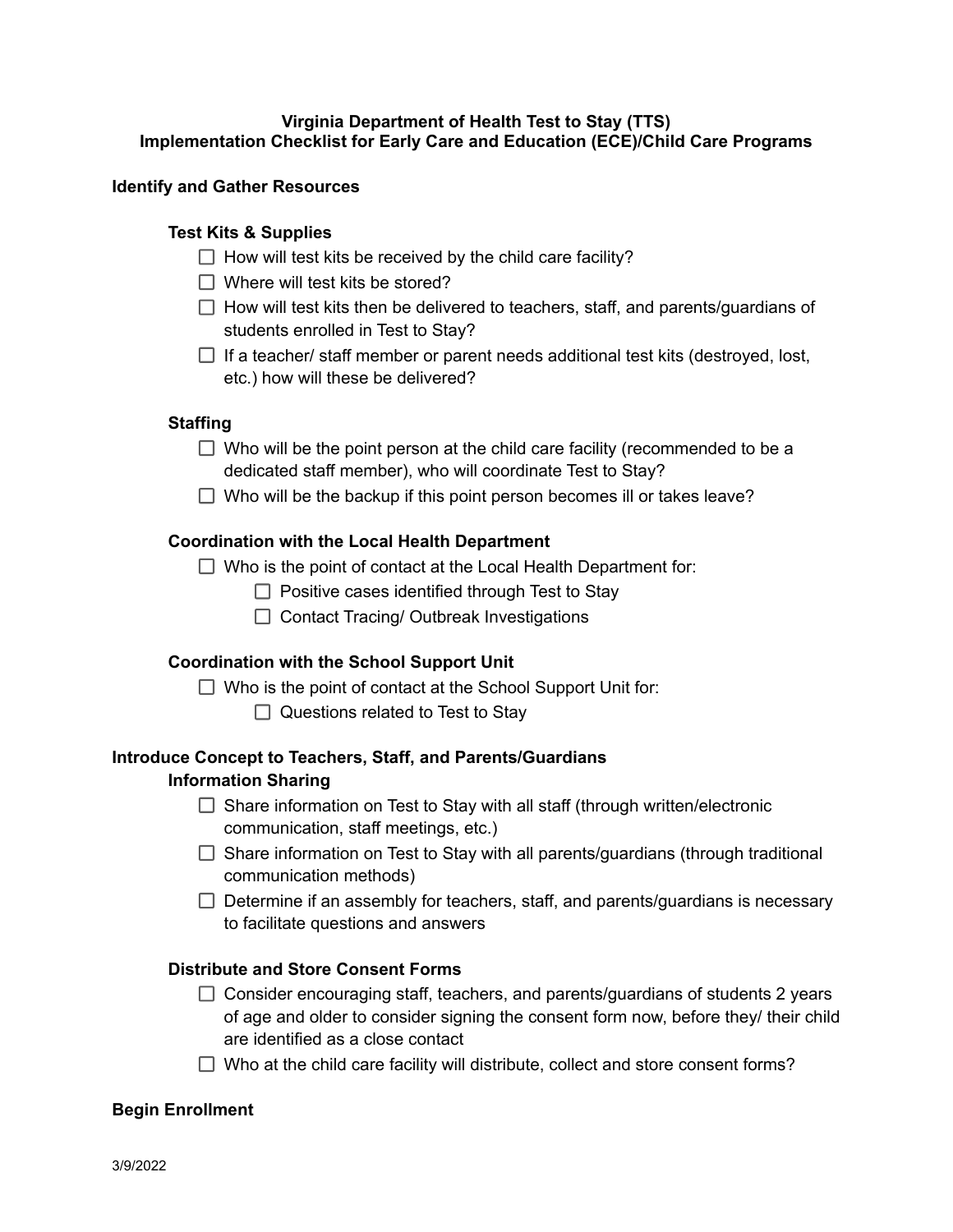**Virginia Department of Health Test to Stay (TTS)**
**Implementation Checklist for Early Care and Education (ECE)/Child Care Programs**

## Identify and Gather Resources

### Test Kits & Supplies

- [ ] How will test kits be received by the child care facility?
- [ ] Where will test kits be stored?
- [ ] How will test kits then be delivered to teachers, staff, and parents/guardians of students enrolled in Test to Stay?
- [ ] If a teacher/ staff member or parent needs additional test kits (destroyed, lost, etc.) how will these be delivered?

### Staffing

- [ ] Who will be the point person at the child care facility (recommended to be a dedicated staff member), who will coordinate Test to Stay?
- [ ] Who will be the backup if this point person becomes ill or takes leave?

### Coordination with the Local Health Department

- [ ] Who is the point of contact at the Local Health Department for:
    - [ ] Positive cases identified through Test to Stay
    - [ ] Contact Tracing/ Outbreak Investigations

### Coordination with the School Support Unit

- [ ] Who is the point of contact at the School Support Unit for:
    - [ ] Questions related to Test to Stay

## Introduce Concept to Teachers, Staff, and Parents/Guardians

### Information Sharing

- [ ] Share information on Test to Stay with all staff (through written/electronic communication, staff meetings, etc.)
- [ ] Share information on Test to Stay with all parents/guardians (through traditional communication methods)
- [ ] Determine if an assembly for teachers, staff, and parents/guardians is necessary to facilitate questions and answers

### Distribute and Store Consent Forms

- [ ] Consider encouraging staff, teachers, and parents/guardians of students 2 years of age and older to consider signing the consent form now, before they/ their child are identified as a close contact
- [ ] Who at the child care facility will distribute, collect and store consent forms?

## Begin Enrollment

3/9/2022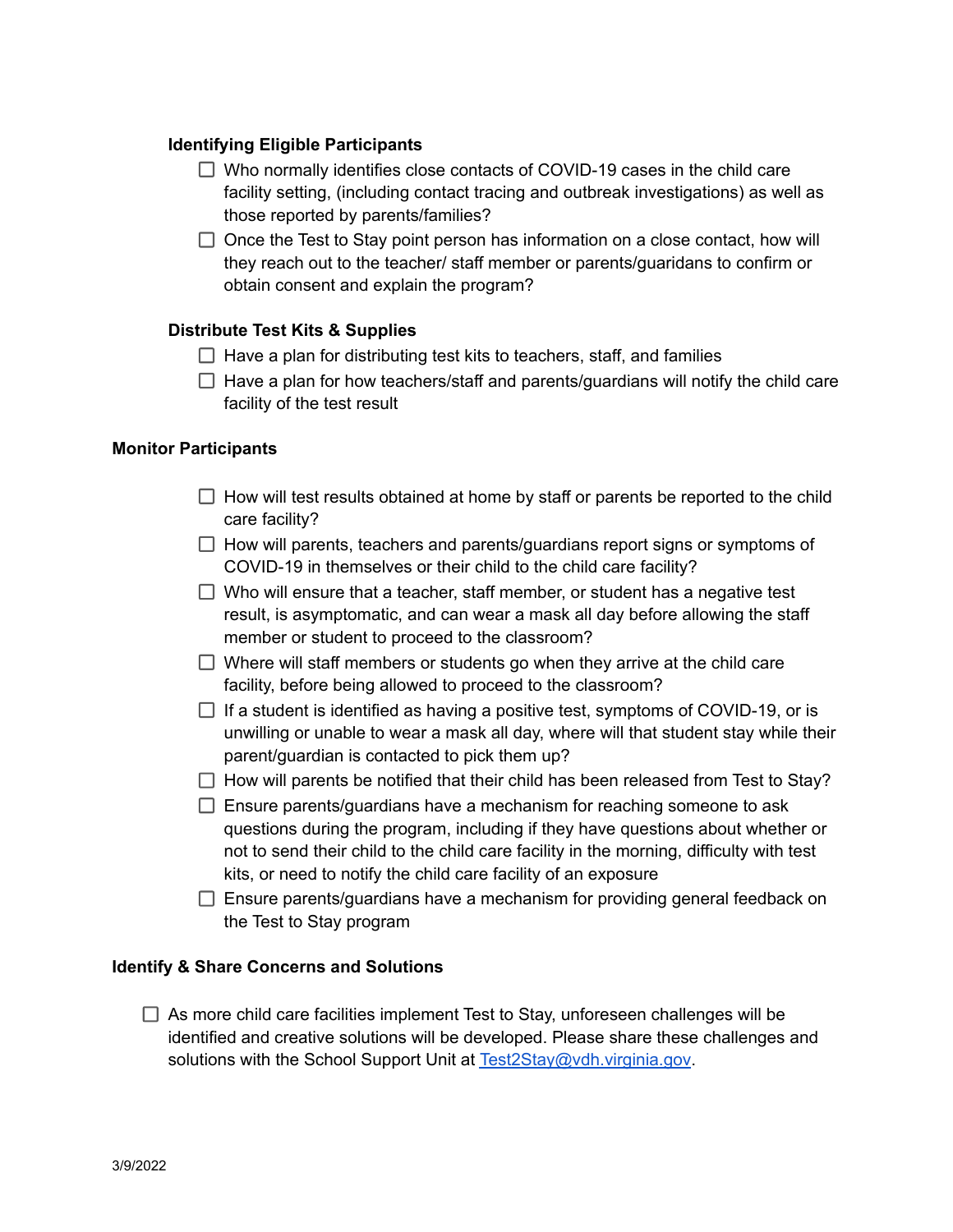### Identifying Eligible Participants

- ☐ Who normally identifies close contacts of COVID-19 cases in the child care facility setting, (including contact tracing and outbreak investigations) as well as those reported by parents/families?
- ☐ Once the Test to Stay point person has information on a close contact, how will they reach out to the teacher/ staff member or parents/guaridans to confirm or obtain consent and explain the program?

### Distribute Test Kits & Supplies

- ☐ Have a plan for distributing test kits to teachers, staff, and families
- ☐ Have a plan for how teachers/staff and parents/guardians will notify the child care facility of the test result

## Monitor Participants

- ☐ How will test results obtained at home by staff or parents be reported to the child care facility?
- ☐ How will parents, teachers and parents/guardians report signs or symptoms of COVID-19 in themselves or their child to the child care facility?
- ☐ Who will ensure that a teacher, staff member, or student has a negative test result, is asymptomatic, and can wear a mask all day before allowing the staff member or student to proceed to the classroom?
- ☐ Where will staff members or students go when they arrive at the child care facility, before being allowed to proceed to the classroom?
- ☐ If a student is identified as having a positive test, symptoms of COVID-19, or is unwilling or unable to wear a mask all day, where will that student stay while their parent/guardian is contacted to pick them up?
- ☐ How will parents be notified that their child has been released from Test to Stay?
- ☐ Ensure parents/guardians have a mechanism for reaching someone to ask questions during the program, including if they have questions about whether or not to send their child to the child care facility in the morning, difficulty with test kits, or need to notify the child care facility of an exposure
- ☐ Ensure parents/guardians have a mechanism for providing general feedback on the Test to Stay program

## Identify & Share Concerns and Solutions

- ☐ As more child care facilities implement Test to Stay, unforeseen challenges will be identified and creative solutions will be developed. Please share these challenges and solutions with the School Support Unit at [Test2Stay@vdh.virginia.gov](mailto:Test2Stay@vdh.virginia.gov).

3/9/2022